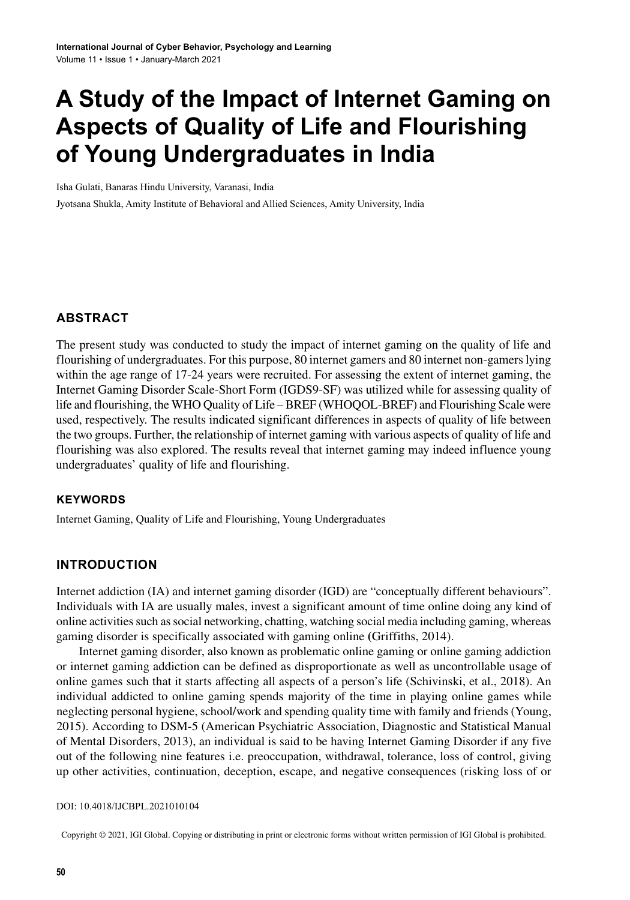# A Study of the Impact of Internet Gaming on Aspects of Quality of Life and Flourishing of Young Undergraduates in India

Isha Gulati, Banaras Hindu University, Varanasi, India

Jyotsana Shukla, Amity Institute of Behavioral and Allied Sciences, Amity University, India

## ABSTRACT

The present study was conducted to study the impact of internet gaming on the quality of life and flourishing of undergraduates. For this purpose, 80 internet gamers and 80 internet non-gamers lying within the age range of 17-24 years were recruited. For assessing the extent of internet gaming, the Internet Gaming Disorder Scale-Short Form (IGDS9-SF) was utilized while for assessing quality of life and flourishing, the WHO Quality of Life – BREF (WHOQOL-BREF) and Flourishing Scale were used, respectively. The results indicated significant differences in aspects of quality of life between the two groups. Further, the relationship of internet gaming with various aspects of quality of life and flourishing was also explored. The results reveal that internet gaming may indeed influence young undergraduates' quality of life and flourishing.

### KEYWORDS

Internet Gaming, Quality of Life and Flourishing, Young Undergraduates

## INTRODUCTION

Internet addiction (IA) and internet gaming disorder (IGD) are "conceptually different behaviours". Individuals with IA are usually males, invest a significant amount of time online doing any kind of online activities such as social networking, chatting, watching social media including gaming, whereas gaming disorder is specifically associated with gaming online (Griffiths, 2014).

Internet gaming disorder, also known as problematic online gaming or online gaming addiction or internet gaming addiction can be defined as disproportionate as well as uncontrollable usage of online games such that it starts affecting all aspects of a person's life (Schivinski, et al., 2018). An individual addicted to online gaming spends majority of the time in playing online games while neglecting personal hygiene, school/work and spending quality time with family and friends (Young, 2015). According to DSM-5 (American Psychiatric Association, Diagnostic and Statistical Manual of Mental Disorders, 2013), an individual is said to be having Internet Gaming Disorder if any five out of the following nine features i.e. preoccupation, withdrawal, tolerance, loss of control, giving up other activities, continuation, deception, escape, and negative consequences (risking loss of or

DOI: 10.4018/IJCBPL.2021010104

Copyright © 2021, IGI Global. Copying or distributing in print or electronic forms without written permission of IGI Global is prohibited.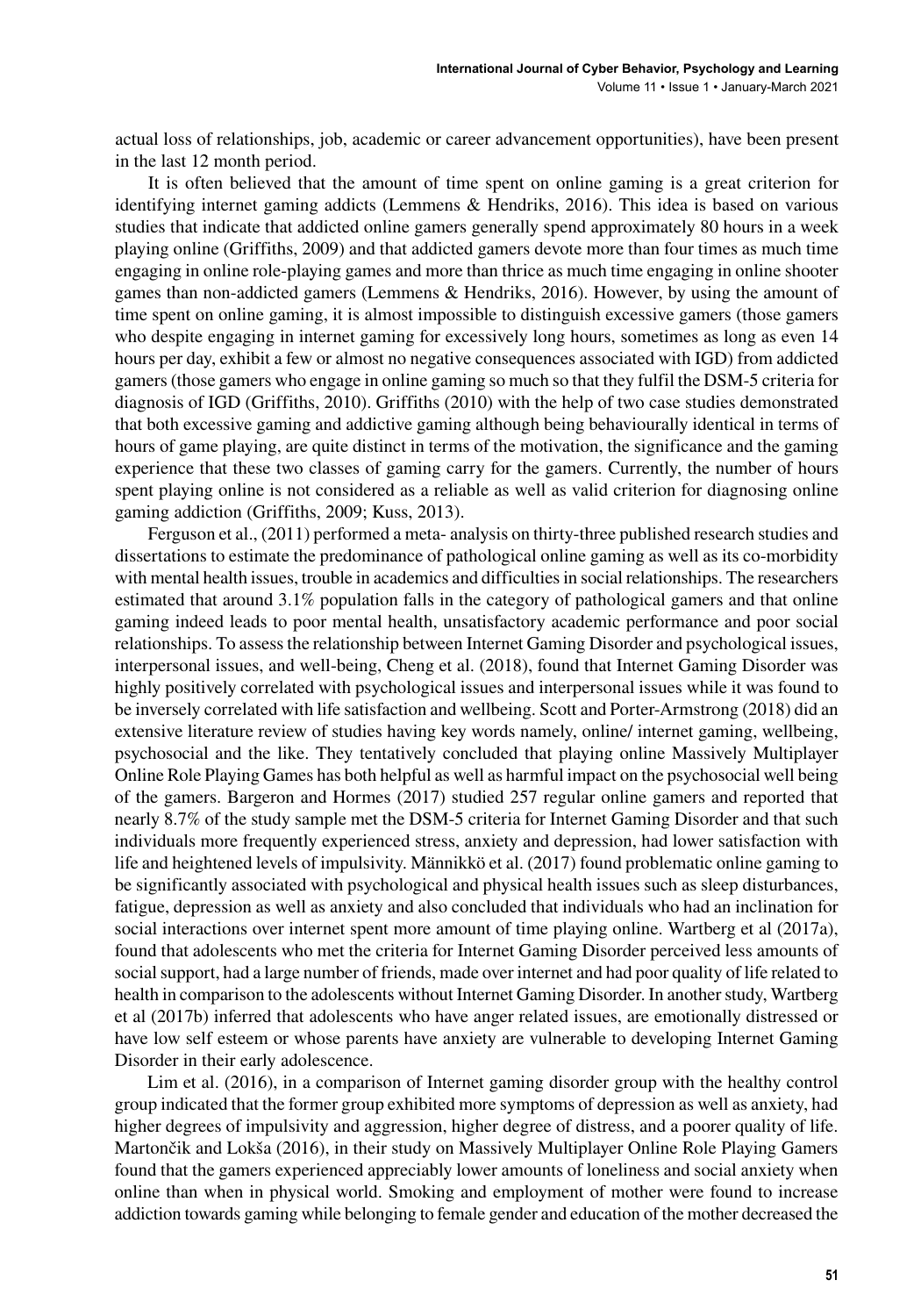actual loss of relationships, job, academic or career advancement opportunities), have been present in the last 12 month period.

It is often believed that the amount of time spent on online gaming is a great criterion for identifying internet gaming addicts (Lemmens & Hendriks, 2016). This idea is based on various studies that indicate that addicted online gamers generally spend approximately 80 hours in a week playing online (Griffiths, 2009) and that addicted gamers devote more than four times as much time engaging in online role-playing games and more than thrice as much time engaging in online shooter games than non-addicted gamers (Lemmens & Hendriks, 2016). However, by using the amount of time spent on online gaming, it is almost impossible to distinguish excessive gamers (those gamers who despite engaging in internet gaming for excessively long hours, sometimes as long as even 14 hours per day, exhibit a few or almost no negative consequences associated with IGD) from addicted gamers (those gamers who engage in online gaming so much so that they fulfil the DSM-5 criteria for diagnosis of IGD (Griffiths, 2010). Griffiths (2010) with the help of two case studies demonstrated that both excessive gaming and addictive gaming although being behaviourally identical in terms of hours of game playing, are quite distinct in terms of the motivation, the significance and the gaming experience that these two classes of gaming carry for the gamers. Currently, the number of hours spent playing online is not considered as a reliable as well as valid criterion for diagnosing online gaming addiction (Griffiths, 2009; Kuss, 2013).

Ferguson et al., (2011) performed a meta- analysis on thirty-three published research studies and dissertations to estimate the predominance of pathological online gaming as well as its co-morbidity with mental health issues, trouble in academics and difficulties in social relationships. The researchers estimated that around 3.1% population falls in the category of pathological gamers and that online gaming indeed leads to poor mental health, unsatisfactory academic performance and poor social relationships. To assess the relationship between Internet Gaming Disorder and psychological issues, interpersonal issues, and well-being, Cheng et al. (2018), found that Internet Gaming Disorder was highly positively correlated with psychological issues and interpersonal issues while it was found to be inversely correlated with life satisfaction and wellbeing. Scott and Porter-Armstrong (2018) did an extensive literature review of studies having key words namely, online/ internet gaming, wellbeing, psychosocial and the like. They tentatively concluded that playing online Massively Multiplayer Online Role Playing Games has both helpful as well as harmful impact on the psychosocial well being of the gamers. Bargeron and Hormes (2017) studied 257 regular online gamers and reported that nearly 8.7% of the study sample met the DSM-5 criteria for Internet Gaming Disorder and that such individuals more frequently experienced stress, anxiety and depression, had lower satisfaction with life and heightened levels of impulsivity. Männikkö et al. (2017) found problematic online gaming to be significantly associated with psychological and physical health issues such as sleep disturbances, fatigue, depression as well as anxiety and also concluded that individuals who had an inclination for social interactions over internet spent more amount of time playing online. Wartberg et al (2017a), found that adolescents who met the criteria for Internet Gaming Disorder perceived less amounts of social support, had a large number of friends, made over internet and had poor quality of life related to health in comparison to the adolescents without Internet Gaming Disorder. In another study, Wartberg et al (2017b) inferred that adolescents who have anger related issues, are emotionally distressed or have low self esteem or whose parents have anxiety are vulnerable to developing Internet Gaming Disorder in their early adolescence.

Lim et al. (2016), in a comparison of Internet gaming disorder group with the healthy control group indicated that the former group exhibited more symptoms of depression as well as anxiety, had higher degrees of impulsivity and aggression, higher degree of distress, and a poorer quality of life. Martončik and Lokša (2016), in their study on Massively Multiplayer Online Role Playing Gamers found that the gamers experienced appreciably lower amounts of loneliness and social anxiety when online than when in physical world. Smoking and employment of mother were found to increase addiction towards gaming while belonging to female gender and education of the mother decreased the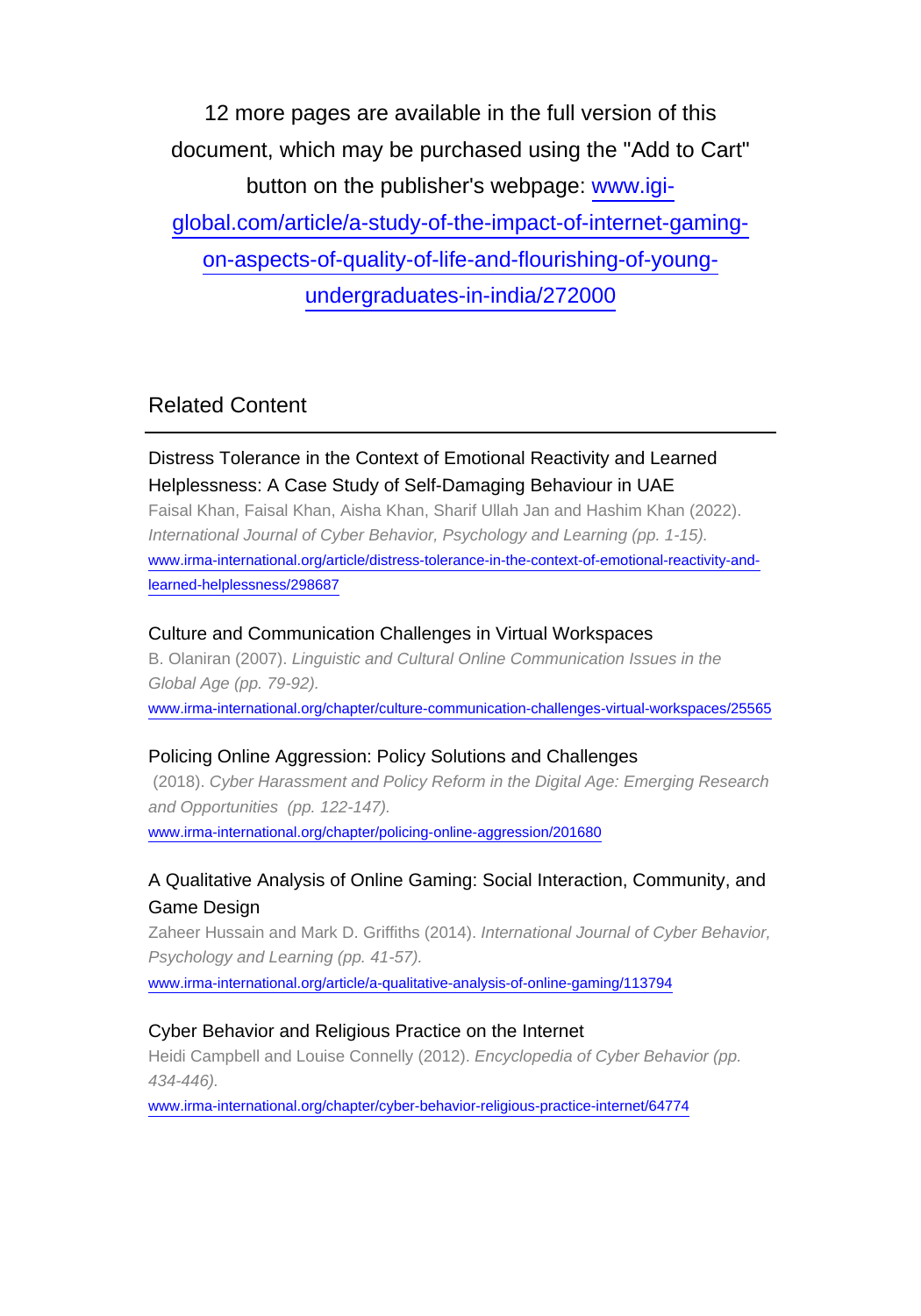12 more pages are available in the full version of this document, which may be purchased using the "Add to Cart" button on the publisher's webpage: www.igi-global.com/article/a-study-of-the-impact-of-internet-gaming-on-aspects-of-quality-of-life-and-flourishing-of-young-undergraduates-in-india/272000

## Related Content

**Distress Tolerance in the Context of Emotional Reactivity and Learned Helplessness: A Case Study of Self-Damaging Behaviour in UAE**
Faisal Khan, Faisal Khan, Aisha Khan, Sharif Ullah Jan and Hashim Khan (2022). *International Journal of Cyber Behavior, Psychology and Learning (pp. 1-15).*
www.irma-international.org/article/distress-tolerance-in-the-context-of-emotional-reactivity-and-learned-helplessness/298687

**Culture and Communication Challenges in Virtual Workspaces**
B. Olaniran (2007). *Linguistic and Cultural Online Communication Issues in the Global Age (pp. 79-92).*
www.irma-international.org/chapter/culture-communication-challenges-virtual-workspaces/25565

**Policing Online Aggression: Policy Solutions and Challenges**
(2018). *Cyber Harassment and Policy Reform in the Digital Age: Emerging Research and Opportunities (pp. 122-147).*
www.irma-international.org/chapter/policing-online-aggression/201680

**A Qualitative Analysis of Online Gaming: Social Interaction, Community, and Game Design**
Zaheer Hussain and Mark D. Griffiths (2014). *International Journal of Cyber Behavior, Psychology and Learning (pp. 41-57).*
www.irma-international.org/article/a-qualitative-analysis-of-online-gaming/113794

**Cyber Behavior and Religious Practice on the Internet**
Heidi Campbell and Louise Connelly (2012). *Encyclopedia of Cyber Behavior (pp. 434-446).*
www.irma-international.org/chapter/cyber-behavior-religious-practice-internet/64774